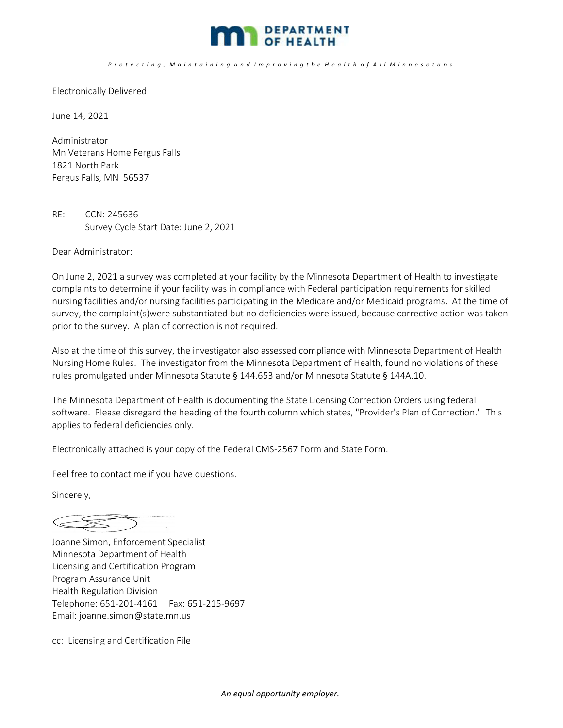DEPARTMENT OF HEALTH

*Protecting, Maintaining and Improving the Health of All Minnesotans*

Electronically Delivered

June 14, 2021

Administrator
Mn Veterans Home Fergus Falls
1821 North Park
Fergus Falls, MN 56537

RE: CCN: 245636
Survey Cycle Start Date: June 2, 2021

Dear Administrator:

On June 2, 2021 a survey was completed at your facility by the Minnesota Department of Health to investigate complaints to determine if your facility was in compliance with Federal participation requirements for skilled nursing facilities and/or nursing facilities participating in the Medicare and/or Medicaid programs. At the time of survey, the complaint(s)were substantiated but no deficiencies were issued, because corrective action was taken prior to the survey. A plan of correction is not required.

Also at the time of this survey, the investigator also assessed compliance with Minnesota Department of Health Nursing Home Rules. The investigator from the Minnesota Department of Health, found no violations of these rules promulgated under Minnesota Statute § 144.653 and/or Minnesota Statute § 144A.10.

The Minnesota Department of Health is documenting the State Licensing Correction Orders using federal software. Please disregard the heading of the fourth column which states, "Provider's Plan of Correction." This applies to federal deficiencies only.

Electronically attached is your copy of the Federal CMS-2567 Form and State Form.

Feel free to contact me if you have questions.

Sincerely,

Joanne Simon, Enforcement Specialist
Minnesota Department of Health
Licensing and Certification Program
Program Assurance Unit
Health Regulation Division
Telephone: 651-201-4161 Fax: 651-215-9697
Email: joanne.simon@state.mn.us

cc: Licensing and Certification File

*An equal opportunity employer.*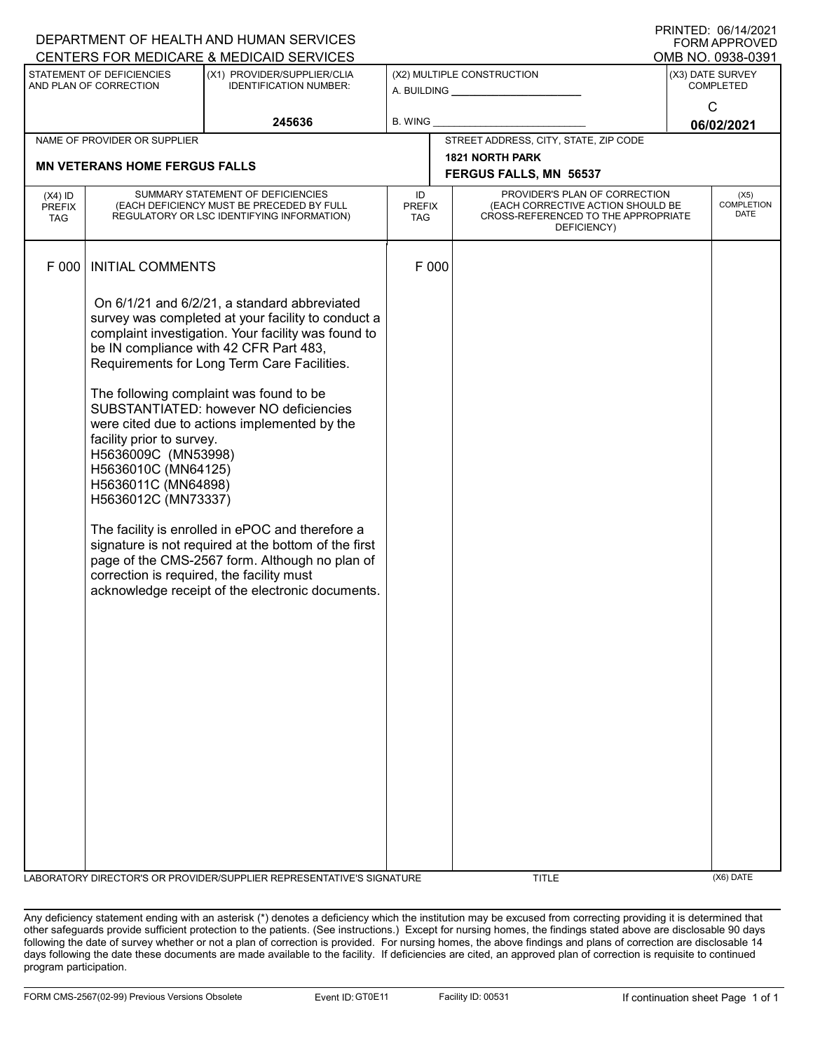DEPARTMENT OF HEALTH AND HUMAN SERVICES
CENTERS FOR MEDICARE & MEDICAID SERVICES

PRINTED: 06/14/2021
FORM APPROVED
OMB NO. 0938-0391

| STATEMENT OF DEFICIENCIES AND PLAN OF CORRECTION | (X1) PROVIDER/SUPPLIER/CLIA IDENTIFICATION NUMBER: | (X2) MULTIPLE CONSTRUCTION | (X3) DATE SURVEY COMPLETED |
|---|---|---|---|
| | 245636 | A. BUILDING ______ B. WING ______ | C 06/02/2021 |

| NAME OF PROVIDER OR SUPPLIER | STREET ADDRESS, CITY, STATE, ZIP CODE |
|---|---|
| **MN VETERANS HOME FERGUS FALLS** | **1821 NORTH PARK FERGUS FALLS, MN 56537** |

| (X4) ID PREFIX TAG | SUMMARY STATEMENT OF DEFICIENCIES (EACH DEFICIENCY MUST BE PRECEDED BY FULL REGULATORY OR LSC IDENTIFYING INFORMATION) | ID PREFIX TAG | PROVIDER'S PLAN OF CORRECTION (EACH CORRECTIVE ACTION SHOULD BE CROSS-REFERENCED TO THE APPROPRIATE DEFICIENCY) | (X5) COMPLETION DATE |
|---|---|---|---|---|
| F 000 | INITIAL COMMENTS<br><br>On 6/1/21 and 6/2/21, a standard abbreviated survey was completed at your facility to conduct a complaint investigation. Your facility was found to be IN compliance with 42 CFR Part 483, Requirements for Long Term Care Facilities.<br><br>The following complaint was found to be SUBSTANTIATED: however NO deficiencies were cited due to actions implemented by the facility prior to survey.<br>H5636009C (MN53998)<br>H5636010C (MN64125)<br>H5636011C (MN64898)<br>H5636012C (MN73337)<br><br>The facility is enrolled in ePOC and therefore a signature is not required at the bottom of the first page of the CMS-2567 form. Although no plan of correction is required, the facility must acknowledge receipt of the electronic documents. | F 000 | | |

LABORATORY DIRECTOR'S OR PROVIDER/SUPPLIER REPRESENTATIVE'S SIGNATURE | TITLE | (X6) DATE

Any deficiency statement ending with an asterisk (*) denotes a deficiency which the institution may be excused from correcting providing it is determined that other safeguards provide sufficient protection to the patients. (See instructions.) Except for nursing homes, the findings stated above are disclosable 90 days following the date of survey whether or not a plan of correction is provided. For nursing homes, the above findings and plans of correction are disclosable 14 days following the date these documents are made available to the facility. If deficiencies are cited, an approved plan of correction is requisite to continued program participation.

FORM CMS-2567(02-99) Previous Versions Obsolete | Event ID: GT0E11 | Facility ID: 00531 | If continuation sheet Page 1 of 1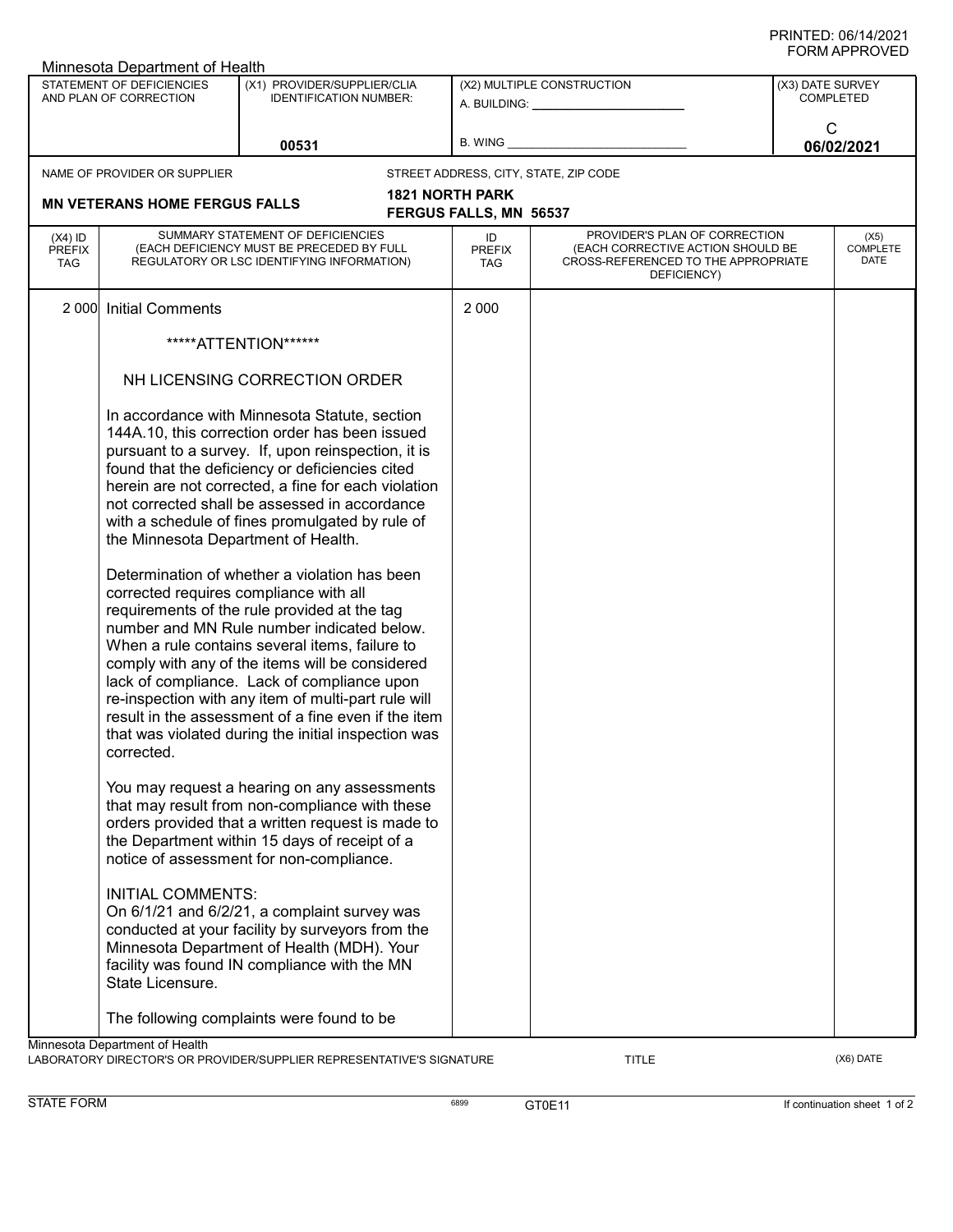Minnesota Department of Health

| STATEMENT OF DEFICIENCIES AND PLAN OF CORRECTION | (X1) PROVIDER/SUPPLIER/CLIA IDENTIFICATION NUMBER: | (X2) MULTIPLE CONSTRUCTION | (X3) DATE SURVEY COMPLETED |
|---|---|---|---|
| | 00531 | A. BUILDING: ______ B. WING ______ | C 06/02/2021 |

NAME OF PROVIDER OR SUPPLIER: **MN VETERANS HOME FERGUS FALLS**

STREET ADDRESS, CITY, STATE, ZIP CODE: **1821 NORTH PARK FERGUS FALLS, MN 56537**

| (X4) ID PREFIX TAG | SUMMARY STATEMENT OF DEFICIENCIES (EACH DEFICIENCY MUST BE PRECEDED BY FULL REGULATORY OR LSC IDENTIFYING INFORMATION) | ID PREFIX TAG | PROVIDER'S PLAN OF CORRECTION (EACH CORRECTIVE ACTION SHOULD BE CROSS-REFERENCED TO THE APPROPRIATE DEFICIENCY) | (X5) COMPLETE DATE |
|---|---|---|---|---|
| 2 000 | Initial Comments | 2 000 | | |

*****ATTENTION******

NH LICENSING CORRECTION ORDER

In accordance with Minnesota Statute, section 144A.10, this correction order has been issued pursuant to a survey. If, upon reinspection, it is found that the deficiency or deficiencies cited herein are not corrected, a fine for each violation not corrected shall be assessed in accordance with a schedule of fines promulgated by rule of the Minnesota Department of Health.

Determination of whether a violation has been corrected requires compliance with all requirements of the rule provided at the tag number and MN Rule number indicated below. When a rule contains several items, failure to comply with any of the items will be considered lack of compliance. Lack of compliance upon re-inspection with any item of multi-part rule will result in the assessment of a fine even if the item that was violated during the initial inspection was corrected.

You may request a hearing on any assessments that may result from non-compliance with these orders provided that a written request is made to the Department within 15 days of receipt of a notice of assessment for non-compliance.

INITIAL COMMENTS:
On 6/1/21 and 6/2/21, a complaint survey was conducted at your facility by surveyors from the Minnesota Department of Health (MDH). Your facility was found IN compliance with the MN State Licensure.

The following complaints were found to be

Minnesota Department of Health
LABORATORY DIRECTOR'S OR PROVIDER/SUPPLIER REPRESENTATIVE'S SIGNATURE — TITLE — (X6) DATE

STATE FORM 6899 GT0E11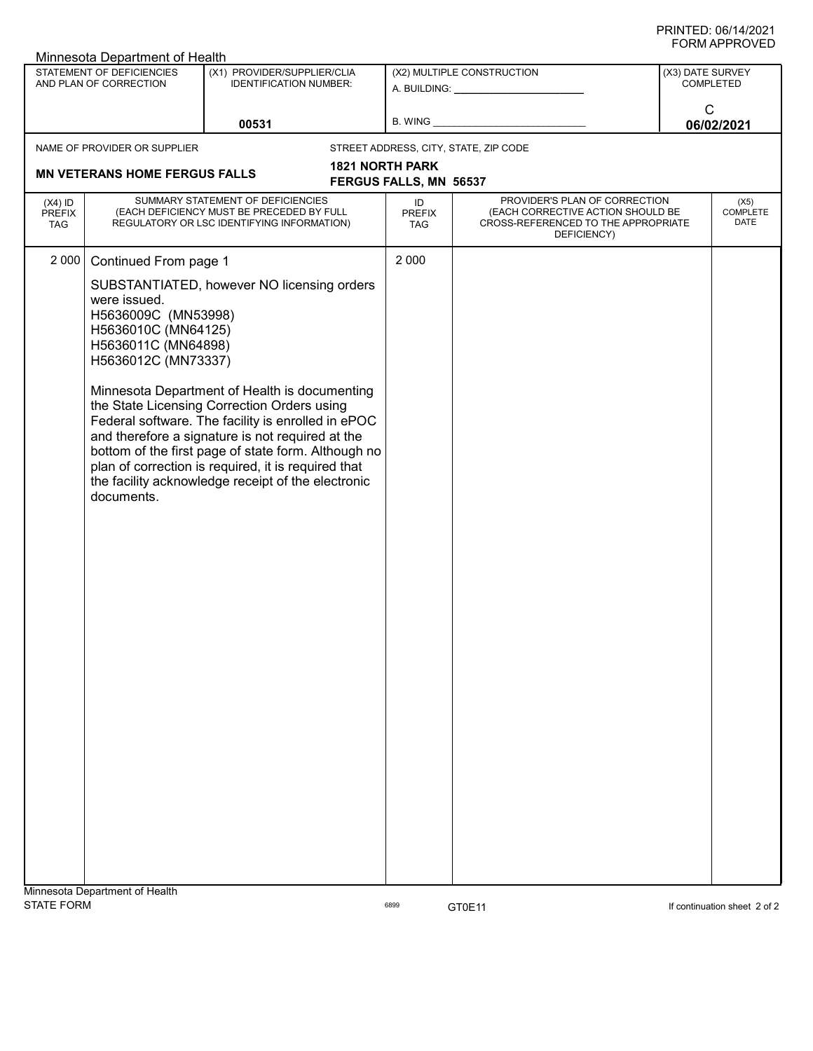Minnesota Department of Health

| STATEMENT OF DEFICIENCIES AND PLAN OF CORRECTION | (X1) PROVIDER/SUPPLIER/CLIA IDENTIFICATION NUMBER: | (X2) MULTIPLE CONSTRUCTION | (X3) DATE SURVEY COMPLETED |
|---|---|---|---|
| | 00531 | A. BUILDING: ______ B. WING ______ | C 06/02/2021 |

| NAME OF PROVIDER OR SUPPLIER | STREET ADDRESS, CITY, STATE, ZIP CODE |
|---|---|
| MN VETERANS HOME FERGUS FALLS | 1821 NORTH PARK FERGUS FALLS, MN 56537 |

| (X4) ID PREFIX TAG | SUMMARY STATEMENT OF DEFICIENCIES (EACH DEFICIENCY MUST BE PRECEDED BY FULL REGULATORY OR LSC IDENTIFYING INFORMATION) | ID PREFIX TAG | PROVIDER'S PLAN OF CORRECTION (EACH CORRECTIVE ACTION SHOULD BE CROSS-REFERENCED TO THE APPROPRIATE DEFICIENCY) | (X5) COMPLETE DATE |
|---|---|---|---|---|
| 2 000 | Continued From page 1<br><br>SUBSTANTIATED, however NO licensing orders were issued.<br>H5636009C (MN53998)<br>H5636010C (MN64125)<br>H5636011C (MN64898)<br>H5636012C (MN73337)<br><br>Minnesota Department of Health is documenting the State Licensing Correction Orders using Federal software. The facility is enrolled in ePOC and therefore a signature is not required at the bottom of the first page of state form. Although no plan of correction is required, it is required that the facility acknowledge receipt of the electronic documents. | 2 000 | | |

Minnesota Department of Health
STATE FORM 6899 GT0E11 If continuation sheet 2 of 2